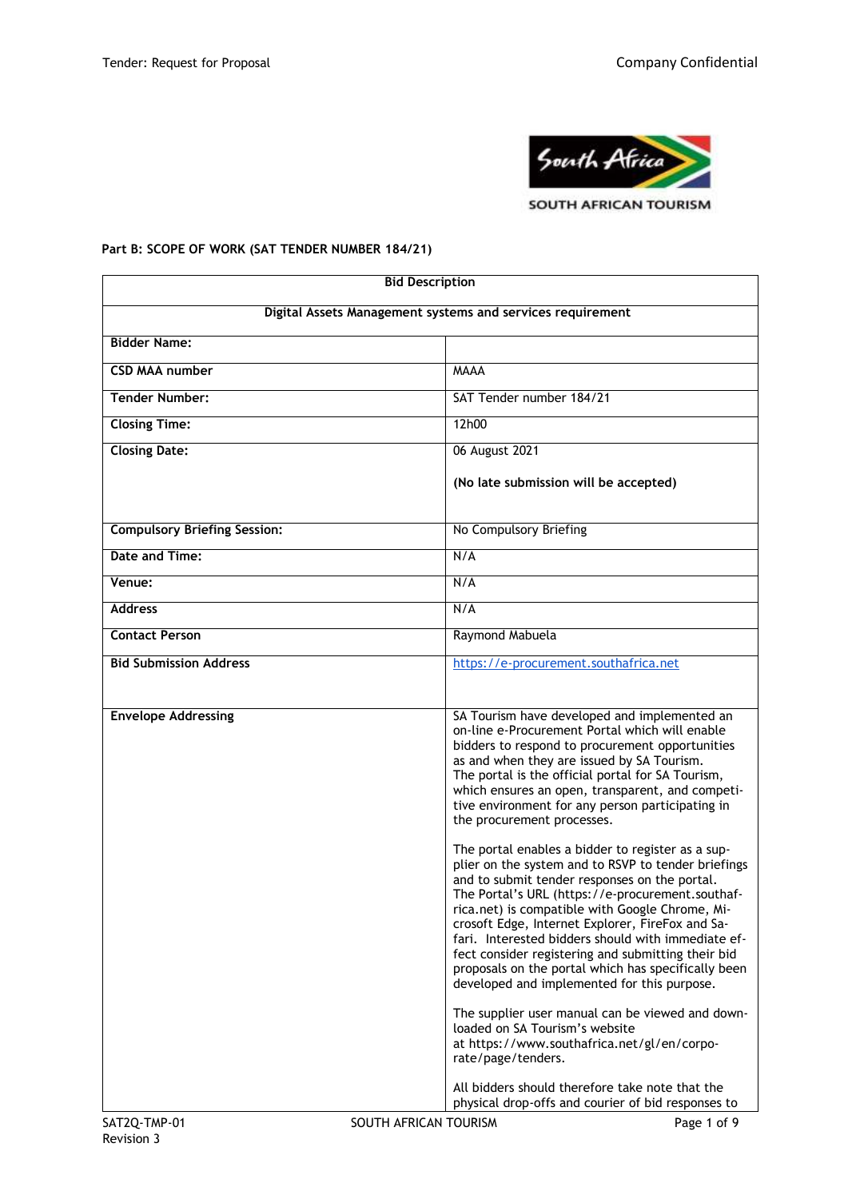**Part B: SCOPE OF WORK (SAT TENDER NUMBER 184/21)**

| **Bid Description** | |
|---|---|
| **Digital Assets Management systems and services requirement** | |
| **Bidder Name:** | |
| **CSD MAA number** | MAAA |
| **Tender Number:** | SAT Tender number 184/21 |
| **Closing Time:** | 12h00 |
| **Closing Date:** | 06 August 2021<br><br>**(No late submission will be accepted)** |
| **Compulsory Briefing Session:** | No Compulsory Briefing |
| **Date and Time:** | N/A |
| **Venue:** | N/A |
| **Address** | N/A |
| **Contact Person** | Raymond Mabuela |
| **Bid Submission Address** | https://e-procurement.southafrica.net |
| **Envelope Addressing** | SA Tourism have developed and implemented an on-line e-Procurement Portal which will enable bidders to respond to procurement opportunities as and when they are issued by SA Tourism. The portal is the official portal for SA Tourism, which ensures an open, transparent, and competitive environment for any person participating in the procurement processes.<br><br>The portal enables a bidder to register as a supplier on the system and to RSVP to tender briefings and to submit tender responses on the portal. The Portal's URL (https://e-procurement.southafrica.net) is compatible with Google Chrome, Microsoft Edge, Internet Explorer, FireFox and Safari. Interested bidders should with immediate effect consider registering and submitting their bid proposals on the portal which has specifically been developed and implemented for this purpose.<br><br>The supplier user manual can be viewed and downloaded on SA Tourism's website at https://www.southafrica.net/gl/en/corporate/page/tenders.<br><br>All bidders should therefore take note that the physical drop-offs and courier of bid responses to |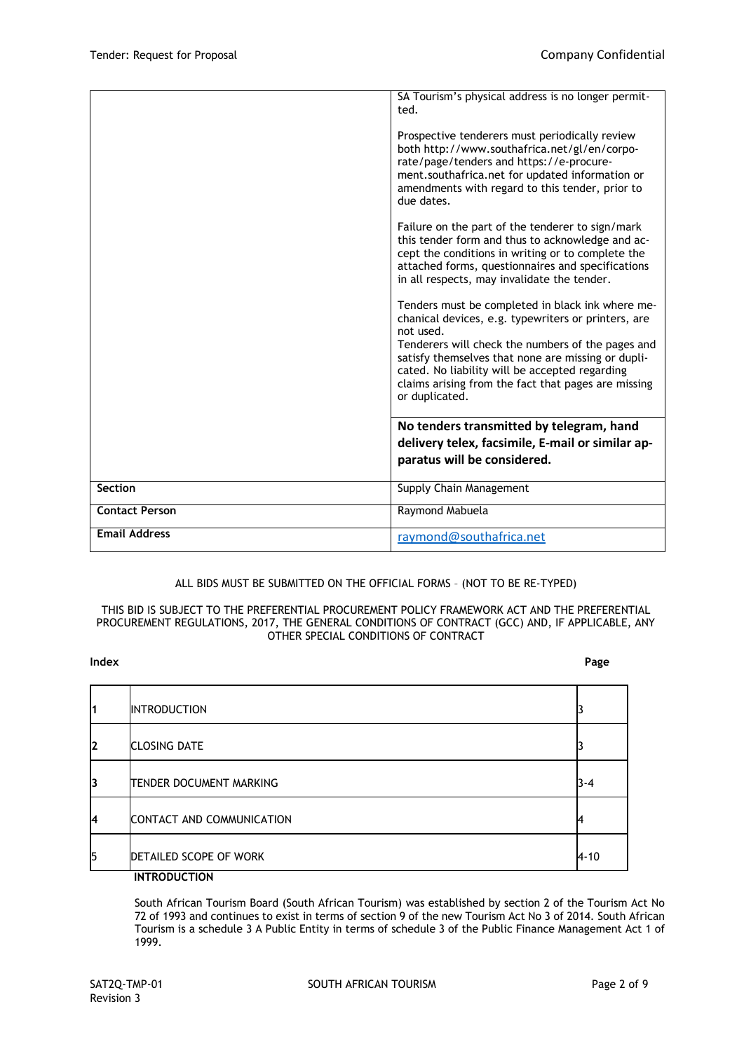| | |
|---|---|
| | SA Tourism's physical address is no longer permitted.<br><br>Prospective tenderers must periodically review both http://www.southafrica.net/gl/en/corporate/page/tenders and https://e-procurement.southafrica.net for updated information or amendments with regard to this tender, prior to due dates.<br><br>Failure on the part of the tenderer to sign/mark this tender form and thus to acknowledge and accept the conditions in writing or to complete the attached forms, questionnaires and specifications in all respects, may invalidate the tender.<br><br>Tenders must be completed in black ink where mechanical devices, e.g. typewriters or printers, are not used.<br>Tenderers will check the numbers of the pages and satisfy themselves that none are missing or duplicated. No liability will be accepted regarding claims arising from the fact that pages are missing or duplicated. |
| | **No tenders transmitted by telegram, hand delivery telex, facsimile, E-mail or similar apparatus will be considered.** |
| **Section** | Supply Chain Management |
| **Contact Person** | Raymond Mabuela |
| **Email Address** | raymond@southafrica.net |

ALL BIDS MUST BE SUBMITTED ON THE OFFICIAL FORMS – (NOT TO BE RE-TYPED)

THIS BID IS SUBJECT TO THE PREFERENTIAL PROCUREMENT POLICY FRAMEWORK ACT AND THE PREFERENTIAL PROCUREMENT REGULATIONS, 2017, THE GENERAL CONDITIONS OF CONTRACT (GCC) AND, IF APPLICABLE, ANY OTHER SPECIAL CONDITIONS OF CONTRACT

| **Index** | | **Page** |
|---|---|---|
| 1 | INTRODUCTION | 3 |
| 2 | CLOSING DATE | 3 |
| 3 | TENDER DOCUMENT MARKING | 3-4 |
| 4 | CONTACT AND COMMUNICATION | 4 |
| 5 | DETAILED SCOPE OF WORK | 4-10 |

**INTRODUCTION**

South African Tourism Board (South African Tourism) was established by section 2 of the Tourism Act No 72 of 1993 and continues to exist in terms of section 9 of the new Tourism Act No 3 of 2014. South African Tourism is a schedule 3 A Public Entity in terms of schedule 3 of the Public Finance Management Act 1 of 1999.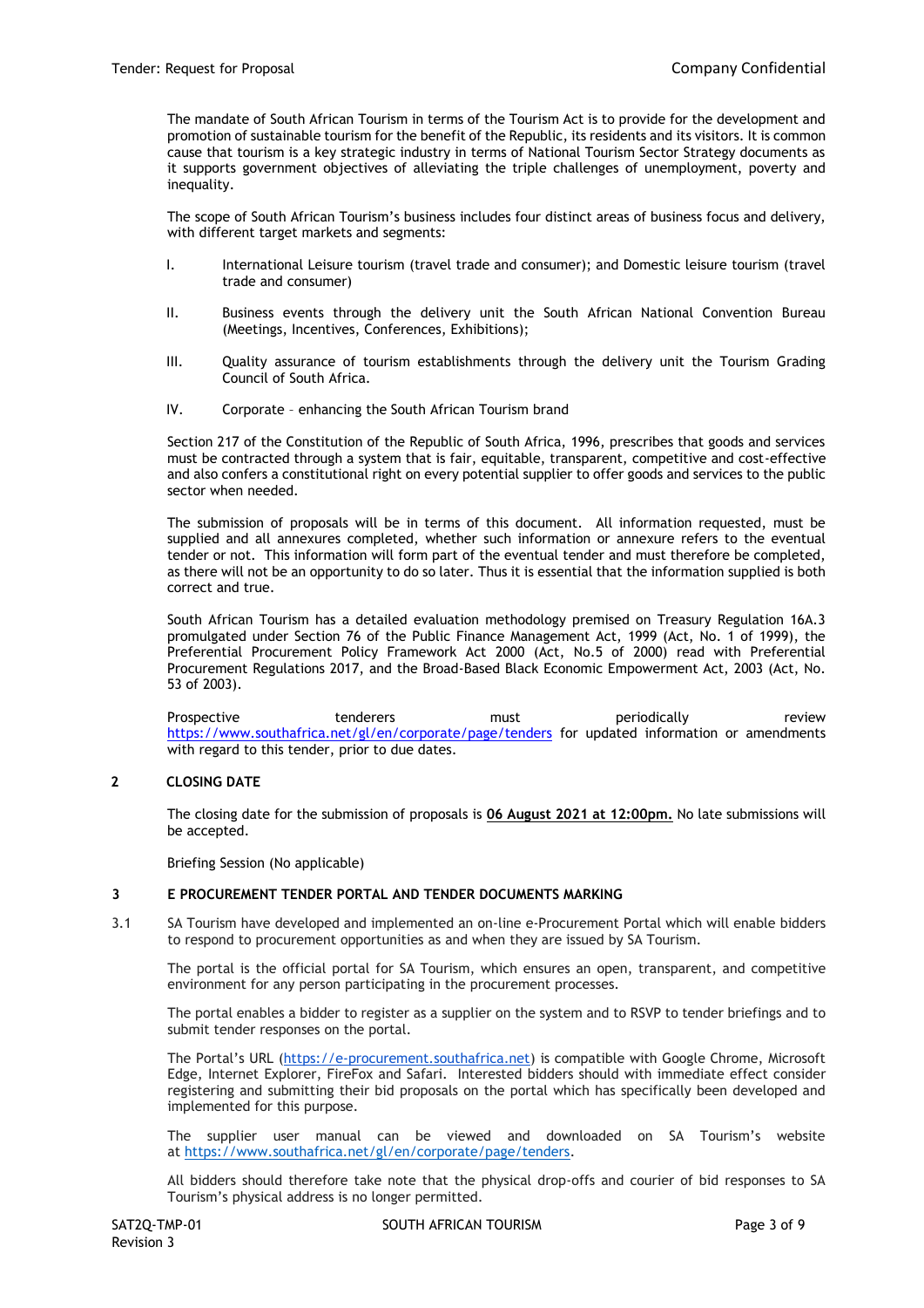The mandate of South African Tourism in terms of the Tourism Act is to provide for the development and promotion of sustainable tourism for the benefit of the Republic, its residents and its visitors. It is common cause that tourism is a key strategic industry in terms of National Tourism Sector Strategy documents as it supports government objectives of alleviating the triple challenges of unemployment, poverty and inequality.

The scope of South African Tourism's business includes four distinct areas of business focus and delivery, with different target markets and segments:

I. International Leisure tourism (travel trade and consumer); and Domestic leisure tourism (travel trade and consumer)

II. Business events through the delivery unit the South African National Convention Bureau (Meetings, Incentives, Conferences, Exhibitions);

III. Quality assurance of tourism establishments through the delivery unit the Tourism Grading Council of South Africa.

IV. Corporate – enhancing the South African Tourism brand

Section 217 of the Constitution of the Republic of South Africa, 1996, prescribes that goods and services must be contracted through a system that is fair, equitable, transparent, competitive and cost-effective and also confers a constitutional right on every potential supplier to offer goods and services to the public sector when needed.

The submission of proposals will be in terms of this document. All information requested, must be supplied and all annexures completed, whether such information or annexure refers to the eventual tender or not. This information will form part of the eventual tender and must therefore be completed, as there will not be an opportunity to do so later. Thus it is essential that the information supplied is both correct and true.

South African Tourism has a detailed evaluation methodology premised on Treasury Regulation 16A.3 promulgated under Section 76 of the Public Finance Management Act, 1999 (Act, No. 1 of 1999), the Preferential Procurement Policy Framework Act 2000 (Act, No.5 of 2000) read with Preferential Procurement Regulations 2017, and the Broad-Based Black Economic Empowerment Act, 2003 (Act, No. 53 of 2003).

Prospective tenderers must periodically review https://www.southafrica.net/gl/en/corporate/page/tenders for updated information or amendments with regard to this tender, prior to due dates.

## 2 CLOSING DATE

The closing date for the submission of proposals is **06 August 2021 at 12:00pm.** No late submissions will be accepted.

Briefing Session (No applicable)

## 3 E PROCUREMENT TENDER PORTAL AND TENDER DOCUMENTS MARKING

3.1 SA Tourism have developed and implemented an on-line e-Procurement Portal which will enable bidders to respond to procurement opportunities as and when they are issued by SA Tourism.

The portal is the official portal for SA Tourism, which ensures an open, transparent, and competitive environment for any person participating in the procurement processes.

The portal enables a bidder to register as a supplier on the system and to RSVP to tender briefings and to submit tender responses on the portal.

The Portal's URL (https://e-procurement.southafrica.net) is compatible with Google Chrome, Microsoft Edge, Internet Explorer, FireFox and Safari. Interested bidders should with immediate effect consider registering and submitting their bid proposals on the portal which has specifically been developed and implemented for this purpose.

The supplier user manual can be viewed and downloaded on SA Tourism's website at https://www.southafrica.net/gl/en/corporate/page/tenders.

All bidders should therefore take note that the physical drop-offs and courier of bid responses to SA Tourism's physical address is no longer permitted.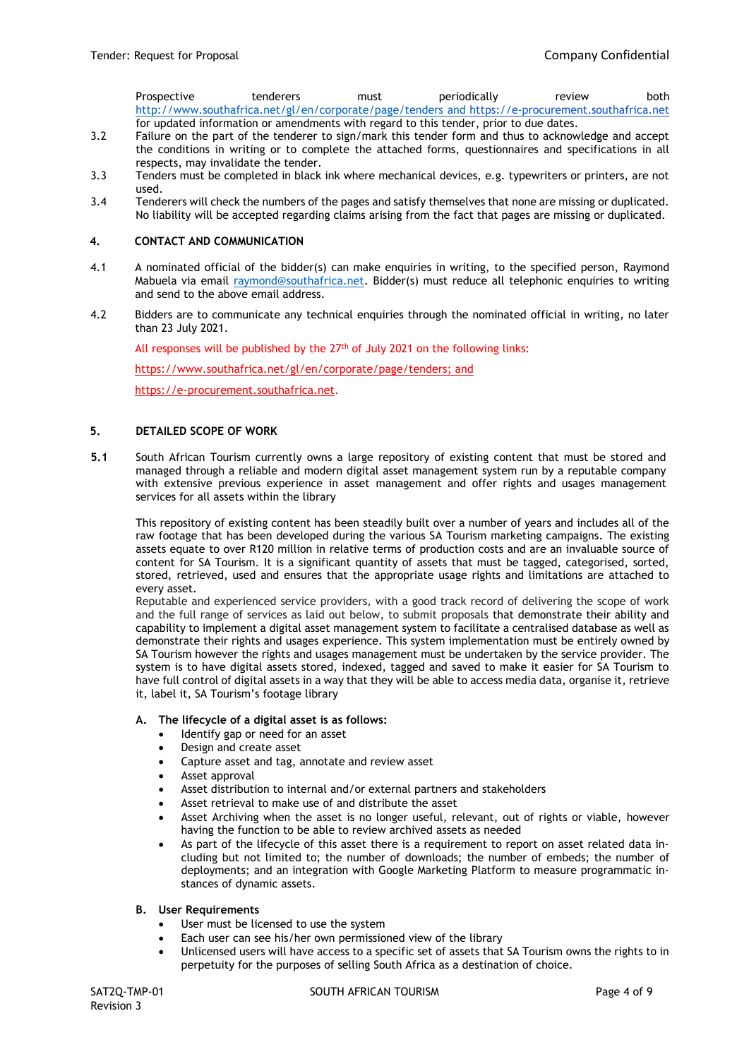Prospective tenderers must periodically review both http://www.southafrica.net/gl/en/corporate/page/tenders and https://e-procurement.southafrica.net for updated information or amendments with regard to this tender, prior to due dates.

3.2 Failure on the part of the tenderer to sign/mark this tender form and thus to acknowledge and accept the conditions in writing or to complete the attached forms, questionnaires and specifications in all respects, may invalidate the tender.

3.3 Tenders must be completed in black ink where mechanical devices, e.g. typewriters or printers, are not used.

3.4 Tenderers will check the numbers of the pages and satisfy themselves that none are missing or duplicated. No liability will be accepted regarding claims arising from the fact that pages are missing or duplicated.

## 4. CONTACT AND COMMUNICATION

4.1 A nominated official of the bidder(s) can make enquiries in writing, to the specified person, Raymond Mabuela via email raymond@southafrica.net. Bidder(s) must reduce all telephonic enquiries to writing and send to the above email address.

4.2 Bidders are to communicate any technical enquiries through the nominated official in writing, no later than 23 July 2021.

All responses will be published by the 27th of July 2021 on the following links:

https://www.southafrica.net/gl/en/corporate/page/tenders; and

https://e-procurement.southafrica.net.

## 5. DETAILED SCOPE OF WORK

**5.1** South African Tourism currently owns a large repository of existing content that must be stored and managed through a reliable and modern digital asset management system run by a reputable company with extensive previous experience in asset management and offer rights and usages management services for all assets within the library

This repository of existing content has been steadily built over a number of years and includes all of the raw footage that has been developed during the various SA Tourism marketing campaigns. The existing assets equate to over R120 million in relative terms of production costs and are an invaluable source of content for SA Tourism. It is a significant quantity of assets that must be tagged, categorised, sorted, stored, retrieved, used and ensures that the appropriate usage rights and limitations are attached to every asset.

Reputable and experienced service providers, with a good track record of delivering the scope of work and the full range of services as laid out below, to submit proposals that demonstrate their ability and capability to implement a digital asset management system to facilitate a centralised database as well as demonstrate their rights and usages experience. This system implementation must be entirely owned by SA Tourism however the rights and usages management must be undertaken by the service provider. The system is to have digital assets stored, indexed, tagged and saved to make it easier for SA Tourism to have full control of digital assets in a way that they will be able to access media data, organise it, retrieve it, label it, SA Tourism's footage library

**A. The lifecycle of a digital asset is as follows:**

- Identify gap or need for an asset
- Design and create asset
- Capture asset and tag, annotate and review asset
- Asset approval
- Asset distribution to internal and/or external partners and stakeholders
- Asset retrieval to make use of and distribute the asset
- Asset Archiving when the asset is no longer useful, relevant, out of rights or viable, however having the function to be able to review archived assets as needed
- As part of the lifecycle of this asset there is a requirement to report on asset related data including but not limited to; the number of downloads; the number of embeds; the number of deployments; and an integration with Google Marketing Platform to measure programmatic instances of dynamic assets.

**B. User Requirements**

- User must be licensed to use the system
- Each user can see his/her own permissioned view of the library
- Unlicensed users will have access to a specific set of assets that SA Tourism owns the rights to in perpetuity for the purposes of selling South Africa as a destination of choice.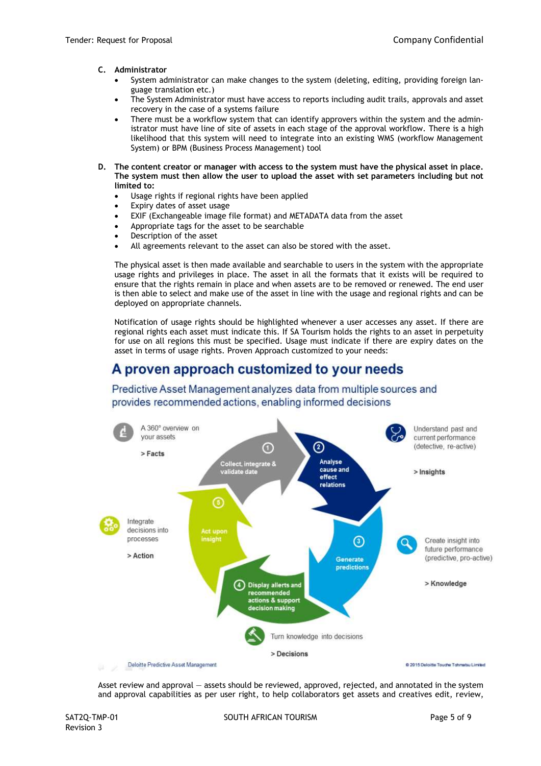**C. Administrator**

- System administrator can make changes to the system (deleting, editing, providing foreign language translation etc.)
- The System Administrator must have access to reports including audit trails, approvals and asset recovery in the case of a systems failure
- There must be a workflow system that can identify approvers within the system and the administrator must have line of site of assets in each stage of the approval workflow. There is a high likelihood that this system will need to integrate into an existing WMS (workflow Management System) or BPM (Business Process Management) tool

**D. The content creator or manager with access to the system must have the physical asset in place. The system must then allow the user to upload the asset with set parameters including but not limited to:**

- Usage rights if regional rights have been applied
- Expiry dates of asset usage
- EXIF (Exchangeable image file format) and METADATA data from the asset
- Appropriate tags for the asset to be searchable
- Description of the asset
- All agreements relevant to the asset can also be stored with the asset.

The physical asset is then made available and searchable to users in the system with the appropriate usage rights and privileges in place. The asset in all the formats that it exists will be required to ensure that the rights remain in place and when assets are to be removed or renewed. The end user is then able to select and make use of the asset in line with the usage and regional rights and can be deployed on appropriate channels.

Notification of usage rights should be highlighted whenever a user accesses any asset. If there are regional rights each asset must indicate this. If SA Tourism holds the rights to an asset in perpetuity for use on all regions this must be specified. Usage must indicate if there are expiry dates on the asset in terms of usage rights. Proven Approach customized to your needs:

## A proven approach customized to your needs

Predictive Asset Management analyzes data from multiple sources and provides recommended actions, enabling informed decisions

A 360° overview on your assets

> Facts

1. Collect, integrate & validate date

Understand past and current performance (detective, re-active)

> Insights

2. Analyse cause and effect relations

3. Generate predictions

Create insight into future performance (predictive, pro-active)

> Knowledge

4. Display allerts and recommended actions & support decision making

Turn knowledge into decisions

> Decisions

5. Act upon insight

Integrate decisions into processes

> Action

Deloitte Predictive Asset Management

© 2015 Deloitte Touche Tohmatsu Limited

Asset review and approval — assets should be reviewed, approved, rejected, and annotated in the system and approval capabilities as per user right, to help collaborators get assets and creatives edit, review,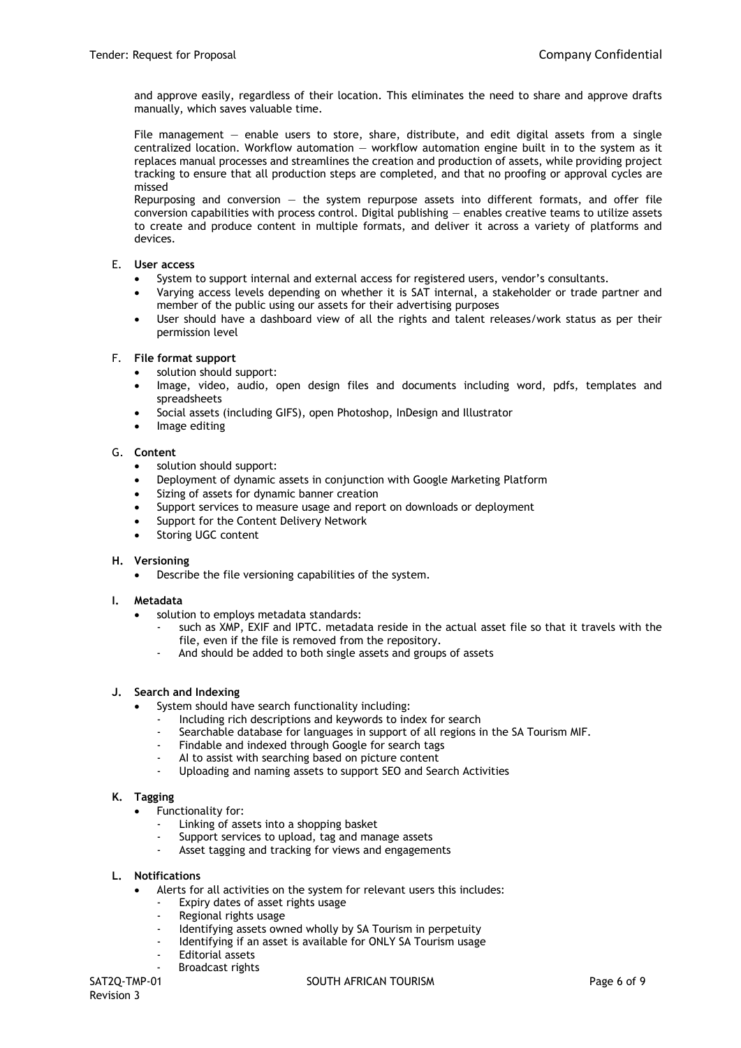and approve easily, regardless of their location. This eliminates the need to share and approve drafts manually, which saves valuable time.

File management — enable users to store, share, distribute, and edit digital assets from a single centralized location. Workflow automation — workflow automation engine built in to the system as it replaces manual processes and streamlines the creation and production of assets, while providing project tracking to ensure that all production steps are completed, and that no proofing or approval cycles are missed

Repurposing and conversion — the system repurpose assets into different formats, and offer file conversion capabilities with process control. Digital publishing — enables creative teams to utilize assets to create and produce content in multiple formats, and deliver it across a variety of platforms and devices.

E. **User access**

- System to support internal and external access for registered users, vendor's consultants.
- Varying access levels depending on whether it is SAT internal, a stakeholder or trade partner and member of the public using our assets for their advertising purposes
- User should have a dashboard view of all the rights and talent releases/work status as per their permission level

F. **File format support**

- solution should support:
- Image, video, audio, open design files and documents including word, pdfs, templates and spreadsheets
- Social assets (including GIFS), open Photoshop, InDesign and Illustrator
- Image editing

G. **Content**

- solution should support:
- Deployment of dynamic assets in conjunction with Google Marketing Platform
- Sizing of assets for dynamic banner creation
- Support services to measure usage and report on downloads or deployment
- Support for the Content Delivery Network
- Storing UGC content

**H. Versioning**

- Describe the file versioning capabilities of the system.

**I. Metadata**

- solution to employs metadata standards:
  - such as XMP, EXIF and IPTC. metadata reside in the actual asset file so that it travels with the file, even if the file is removed from the repository.
  - And should be added to both single assets and groups of assets

**J. Search and Indexing**

- System should have search functionality including:
  - Including rich descriptions and keywords to index for search
  - Searchable database for languages in support of all regions in the SA Tourism MIF.
  - Findable and indexed through Google for search tags
  - AI to assist with searching based on picture content
  - Uploading and naming assets to support SEO and Search Activities

**K. Tagging**

- Functionality for:
  - Linking of assets into a shopping basket
  - Support services to upload, tag and manage assets
  - Asset tagging and tracking for views and engagements

**L. Notifications**

- Alerts for all activities on the system for relevant users this includes:
  - Expiry dates of asset rights usage
  - Regional rights usage
  - Identifying assets owned wholly by SA Tourism in perpetuity
  - Identifying if an asset is available for ONLY SA Tourism usage
  - Editorial assets
  - Broadcast rights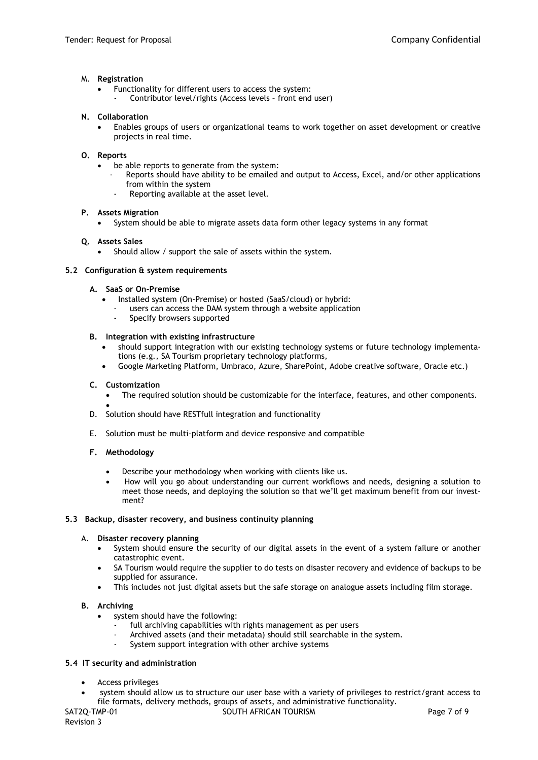M. **Registration**

- Functionality for different users to access the system:
  - Contributor level/rights (Access levels – front end user)

**N. Collaboration**

- Enables groups of users or organizational teams to work together on asset development or creative projects in real time.

**O. Reports**

- be able reports to generate from the system:
  - Reports should have ability to be emailed and output to Access, Excel, and/or other applications from within the system
  - Reporting available at the asset level.

**P. Assets Migration**

- System should be able to migrate assets data form other legacy systems in any format

**Q. Assets Sales**

- Should allow / support the sale of assets within the system.

### 5.2 Configuration & system requirements

**A. SaaS or On-Premise**

- Installed system (On-Premise) or hosted (SaaS/cloud) or hybrid:
  - users can access the DAM system through a website application
  - Specify browsers supported

**B. Integration with existing infrastructure**

- should support integration with our existing technology systems or future technology implementations (e.g., SA Tourism proprietary technology platforms,
- Google Marketing Platform, Umbraco, Azure, SharePoint, Adobe creative software, Oracle etc.)

**C. Customization**

- The required solution should be customizable for the interface, features, and other components.
- 

D. Solution should have RESTfull integration and functionality

E. Solution must be multi-platform and device responsive and compatible

**F. Methodology**

- Describe your methodology when working with clients like us.
- How will you go about understanding our current workflows and needs, designing a solution to meet those needs, and deploying the solution so that we'll get maximum benefit from our investment?

### 5.3 Backup, disaster recovery, and business continuity planning

A. **Disaster recovery planning**

- System should ensure the security of our digital assets in the event of a system failure or another catastrophic event.
- SA Tourism would require the supplier to do tests on disaster recovery and evidence of backups to be supplied for assurance.
- This includes not just digital assets but the safe storage on analogue assets including film storage.

**B. Archiving**

- system should have the following:
  - full archiving capabilities with rights management as per users
  - Archived assets (and their metadata) should still searchable in the system.
  - System support integration with other archive systems

### 5.4 IT security and administration

- Access privileges
- system should allow us to structure our user base with a variety of privileges to restrict/grant access to file formats, delivery methods, groups of assets, and administrative functionality.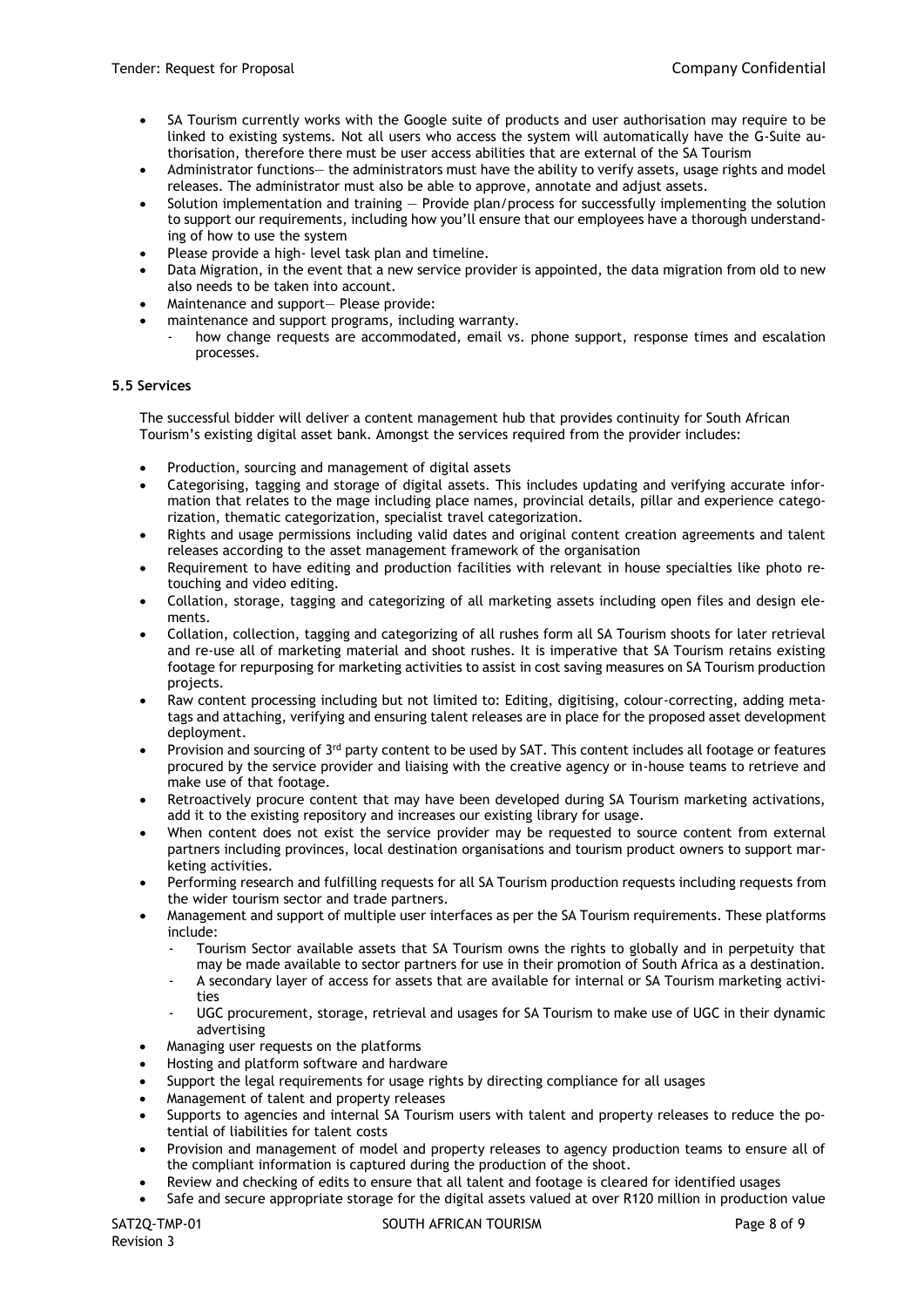- SA Tourism currently works with the Google suite of products and user authorisation may require to be linked to existing systems. Not all users who access the system will automatically have the G-Suite authorisation, therefore there must be user access abilities that are external of the SA Tourism
- Administrator functions— the administrators must have the ability to verify assets, usage rights and model releases. The administrator must also be able to approve, annotate and adjust assets.
- Solution implementation and training — Provide plan/process for successfully implementing the solution to support our requirements, including how you'll ensure that our employees have a thorough understanding of how to use the system
- Please provide a high- level task plan and timeline.
- Data Migration, in the event that a new service provider is appointed, the data migration from old to new also needs to be taken into account.
- Maintenance and support— Please provide:
- maintenance and support programs, including warranty.
  - how change requests are accommodated, email vs. phone support, response times and escalation processes.

**5.5 Services**

The successful bidder will deliver a content management hub that provides continuity for South African Tourism's existing digital asset bank. Amongst the services required from the provider includes:

- Production, sourcing and management of digital assets
- Categorising, tagging and storage of digital assets. This includes updating and verifying accurate information that relates to the mage including place names, provincial details, pillar and experience categorization, thematic categorization, specialist travel categorization.
- Rights and usage permissions including valid dates and original content creation agreements and talent releases according to the asset management framework of the organisation
- Requirement to have editing and production facilities with relevant in house specialties like photo retouching and video editing.
- Collation, storage, tagging and categorizing of all marketing assets including open files and design elements.
- Collation, collection, tagging and categorizing of all rushes form all SA Tourism shoots for later retrieval and re-use all of marketing material and shoot rushes. It is imperative that SA Tourism retains existing footage for repurposing for marketing activities to assist in cost saving measures on SA Tourism production projects.
- Raw content processing including but not limited to: Editing, digitising, colour-correcting, adding metatags and attaching, verifying and ensuring talent releases are in place for the proposed asset development deployment.
- Provision and sourcing of 3rd party content to be used by SAT. This content includes all footage or features procured by the service provider and liaising with the creative agency or in-house teams to retrieve and make use of that footage.
- Retroactively procure content that may have been developed during SA Tourism marketing activations, add it to the existing repository and increases our existing library for usage.
- When content does not exist the service provider may be requested to source content from external partners including provinces, local destination organisations and tourism product owners to support marketing activities.
- Performing research and fulfilling requests for all SA Tourism production requests including requests from the wider tourism sector and trade partners.
- Management and support of multiple user interfaces as per the SA Tourism requirements. These platforms include:
  - Tourism Sector available assets that SA Tourism owns the rights to globally and in perpetuity that may be made available to sector partners for use in their promotion of South Africa as a destination.
  - A secondary layer of access for assets that are available for internal or SA Tourism marketing activities
  - UGC procurement, storage, retrieval and usages for SA Tourism to make use of UGC in their dynamic advertising
- Managing user requests on the platforms
- Hosting and platform software and hardware
- Support the legal requirements for usage rights by directing compliance for all usages
- Management of talent and property releases
- Supports to agencies and internal SA Tourism users with talent and property releases to reduce the potential of liabilities for talent costs
- Provision and management of model and property releases to agency production teams to ensure all of the compliant information is captured during the production of the shoot.
- Review and checking of edits to ensure that all talent and footage is cleared for identified usages
- Safe and secure appropriate storage for the digital assets valued at over R120 million in production value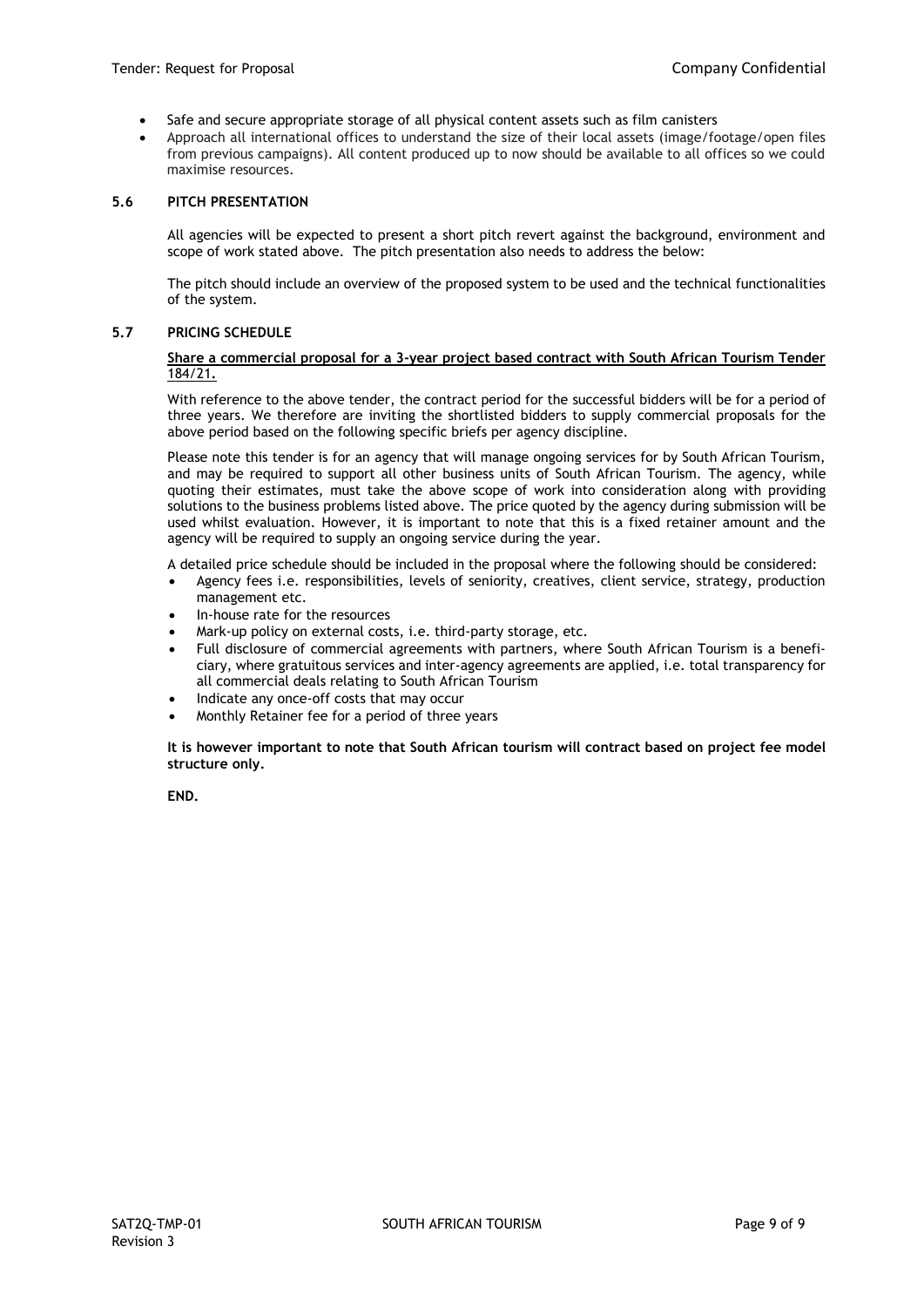- Safe and secure appropriate storage of all physical content assets such as film canisters
- Approach all international offices to understand the size of their local assets (image/footage/open files from previous campaigns). All content produced up to now should be available to all offices so we could maximise resources.

### 5.6 PITCH PRESENTATION

All agencies will be expected to present a short pitch revert against the background, environment and scope of work stated above. The pitch presentation also needs to address the below:

The pitch should include an overview of the proposed system to be used and the technical functionalities of the system.

### 5.7 PRICING SCHEDULE

**Share a commercial proposal for a 3-year project based contract with South African Tourism Tender 184/21.**

With reference to the above tender, the contract period for the successful bidders will be for a period of three years. We therefore are inviting the shortlisted bidders to supply commercial proposals for the above period based on the following specific briefs per agency discipline.

Please note this tender is for an agency that will manage ongoing services for by South African Tourism, and may be required to support all other business units of South African Tourism. The agency, while quoting their estimates, must take the above scope of work into consideration along with providing solutions to the business problems listed above. The price quoted by the agency during submission will be used whilst evaluation. However, it is important to note that this is a fixed retainer amount and the agency will be required to supply an ongoing service during the year.

A detailed price schedule should be included in the proposal where the following should be considered:

- Agency fees i.e. responsibilities, levels of seniority, creatives, client service, strategy, production management etc.
- In-house rate for the resources
- Mark-up policy on external costs, i.e. third-party storage, etc.
- Full disclosure of commercial agreements with partners, where South African Tourism is a beneficiary, where gratuitous services and inter-agency agreements are applied, i.e. total transparency for all commercial deals relating to South African Tourism
- Indicate any once-off costs that may occur
- Monthly Retainer fee for a period of three years

**It is however important to note that South African tourism will contract based on project fee model structure only.**

**END.**